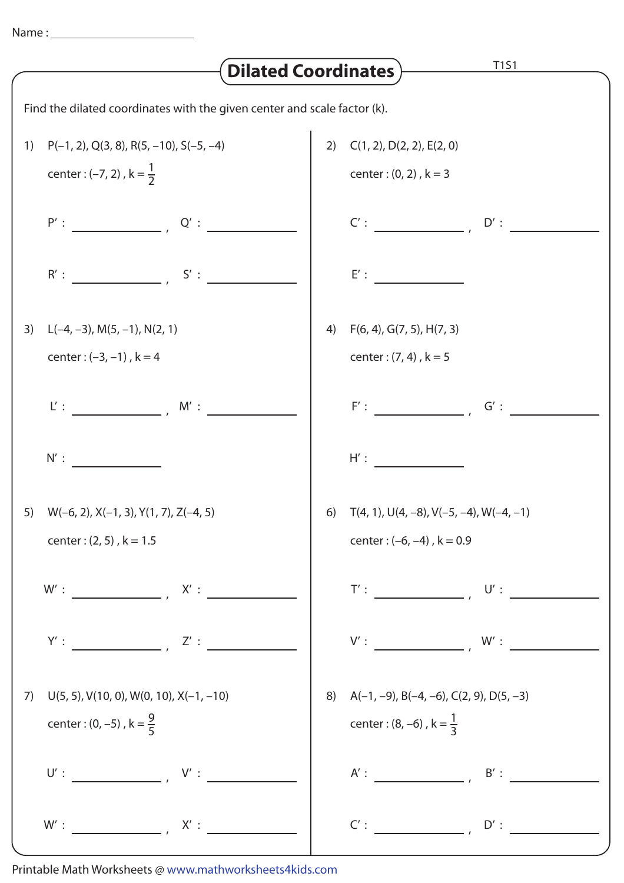Name : ______________________

# Dilated Coordinates

T1S1

Find the dilated coordinates with the given center and scale factor (k).

1) P(–1, 2), Q(3, 8), R(5, –10), S(–5, –4)

   center : (–7, 2) , $k = \frac{1}{2}$

   P′ : ____________ , Q′ : ____________

   R′ : ____________ , S′ : ____________

2) C(1, 2), D(2, 2), E(2, 0)

   center : (0, 2) , k = 3

   C′ : ____________ , D′ : ____________

   E′ : ____________

3) L(–4, –3), M(5, –1), N(2, 1)

   center : (–3, –1) , k = 4

   L′ : ____________ , M′ : ____________

   N′ : ____________

4) F(6, 4), G(7, 5), H(7, 3)

   center : (7, 4) , k = 5

   F′ : ____________ , G′ : ____________

   H′ : ____________

5) W(–6, 2), X(–1, 3), Y(1, 7), Z(–4, 5)

   center : (2, 5) , k = 1.5

   W′ : ____________ , X′ : ____________

   Y′ : ____________ , Z′ : ____________

6) T(4, 1), U(4, –8), V(–5, –4), W(–4, –1)

   center : (–6, –4) , k = 0.9

   T′ : ____________ , U′ : ____________

   V′ : ____________ , W′ : ____________

7) U(5, 5), V(10, 0), W(0, 10), X(–1, –10)

   center : (0, –5) , $k = \frac{9}{5}$

   U′ : ____________ , V′ : ____________

   W′ : ____________ , X′ : ____________

8) A(–1, –9), B(–4, –6), C(2, 9), D(5, –3)

   center : (8, –6) , $k = \frac{1}{3}$

   A′ : ____________ , B′ : ____________

   C′ : ____________ , D′ : ____________

Printable Math Worksheets @ www.mathworksheets4kids.com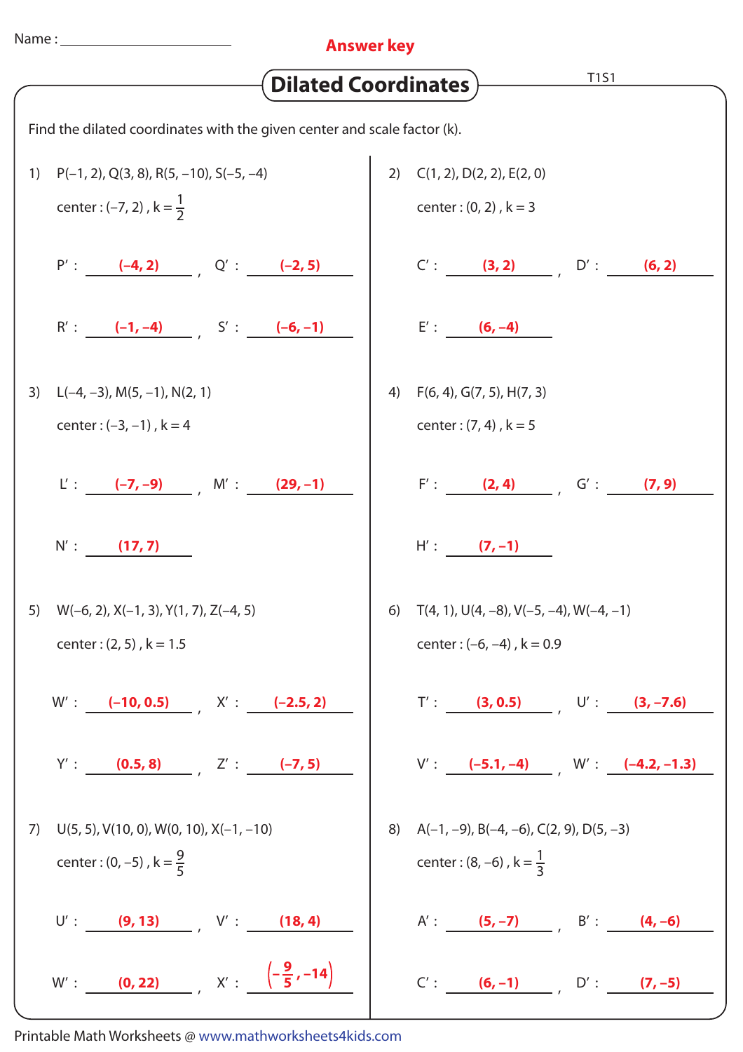Name : ______________________

**Answer key**

# Dilated Coordinates

T1S1

Find the dilated coordinates with the given center and scale factor (k).

1) P(–1, 2), Q(3, 8), R(5, –10), S(–5, –4)

center : (–7, 2) , $k = \frac{1}{2}$

P′ : **(–4, 2)** , Q′ : **(–2, 5)**

R′ : **(–1, –4)** , S′ : **(–6, –1)**

2) C(1, 2), D(2, 2), E(2, 0)

center : (0, 2) , k = 3

C′ : **(3, 2)** , D′ : **(6, 2)**

E′ : **(6, –4)**

3) L(–4, –3), M(5, –1), N(2, 1)

center : (–3, –1) , k = 4

L′ : **(–7, –9)** , M′ : **(29, –1)**

N′ : **(17, 7)**

4) F(6, 4), G(7, 5), H(7, 3)

center : (7, 4) , k = 5

F′ : **(2, 4)** , G′ : **(7, 9)**

H′ : **(7, –1)**

5) W(–6, 2), X(–1, 3), Y(1, 7), Z(–4, 5)

center : (2, 5) , k = 1.5

W′ : **(–10, 0.5)** , X′ : **(–2.5, 2)**

Y′ : **(0.5, 8)** , Z′ : **(–7, 5)**

6) T(4, 1), U(4, –8), V(–5, –4), W(–4, –1)

center : (–6, –4) , k = 0.9

T′ : **(3, 0.5)** , U′ : **(3, –7.6)**

V′ : **(–5.1, –4)** , W′ : **(–4.2, –1.3)**

7) U(5, 5), V(10, 0), W(0, 10), X(–1, –10)

center : (0, –5) , $k = \frac{9}{5}$

U′ : **(9, 13)** , V′ : **(18, 4)**

W′ : **(0, 22)** , X′ : $\left(-\frac{9}{5}, -14\right)$

8) A(–1, –9), B(–4, –6), C(2, 9), D(5, –3)

center : (8, –6) , $k = \frac{1}{3}$

A′ : **(5, –7)** , B′ : **(4, –6)**

C′ : **(6, –1)** , D′ : **(7, –5)**

Printable Math Worksheets @ www.mathworksheets4kids.com